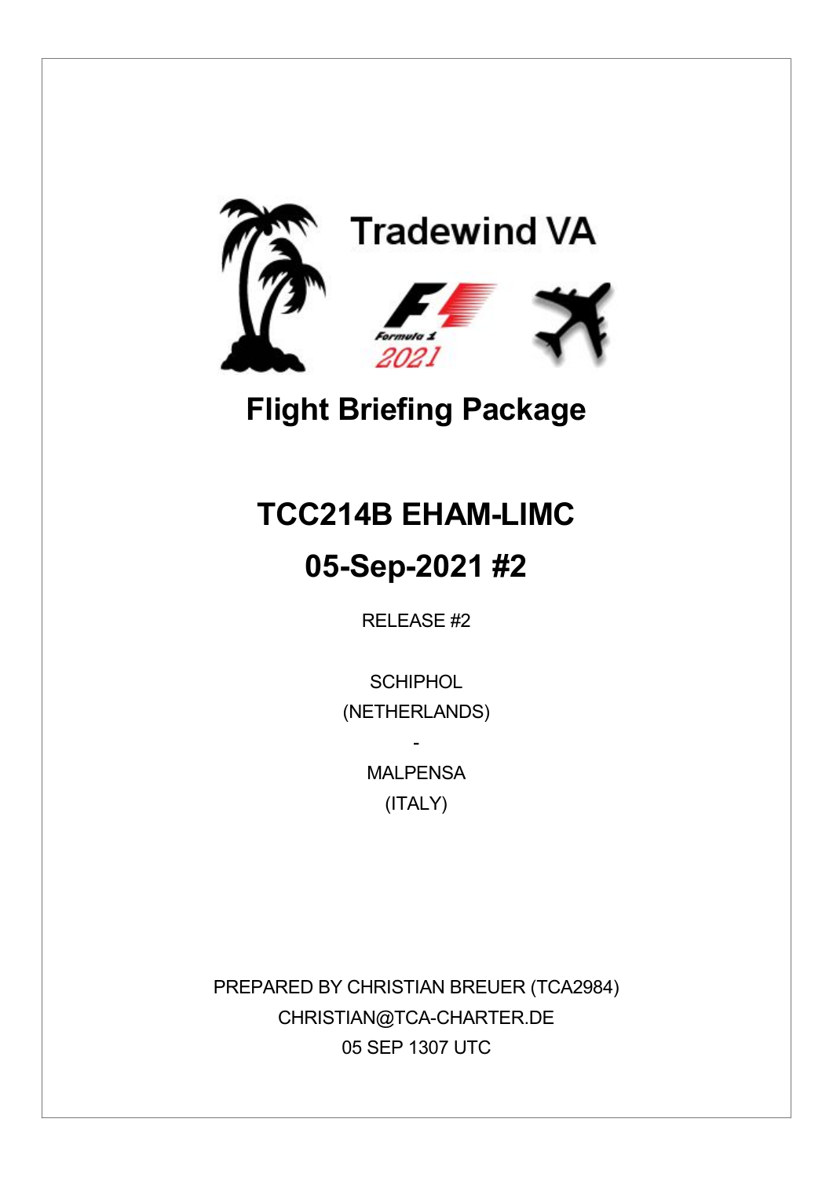Tradewind VA

Formula 1 2021

# Flight Briefing Package

# TCC214B EHAM-LIMC

# 05-Sep-2021 #2

RELEASE #2

SCHIPHOL

(NETHERLANDS)

-

MALPENSA

(ITALY)

PREPARED BY CHRISTIAN BREUER (TCA2984)

CHRISTIAN@TCA-CHARTER.DE

05 SEP 1307 UTC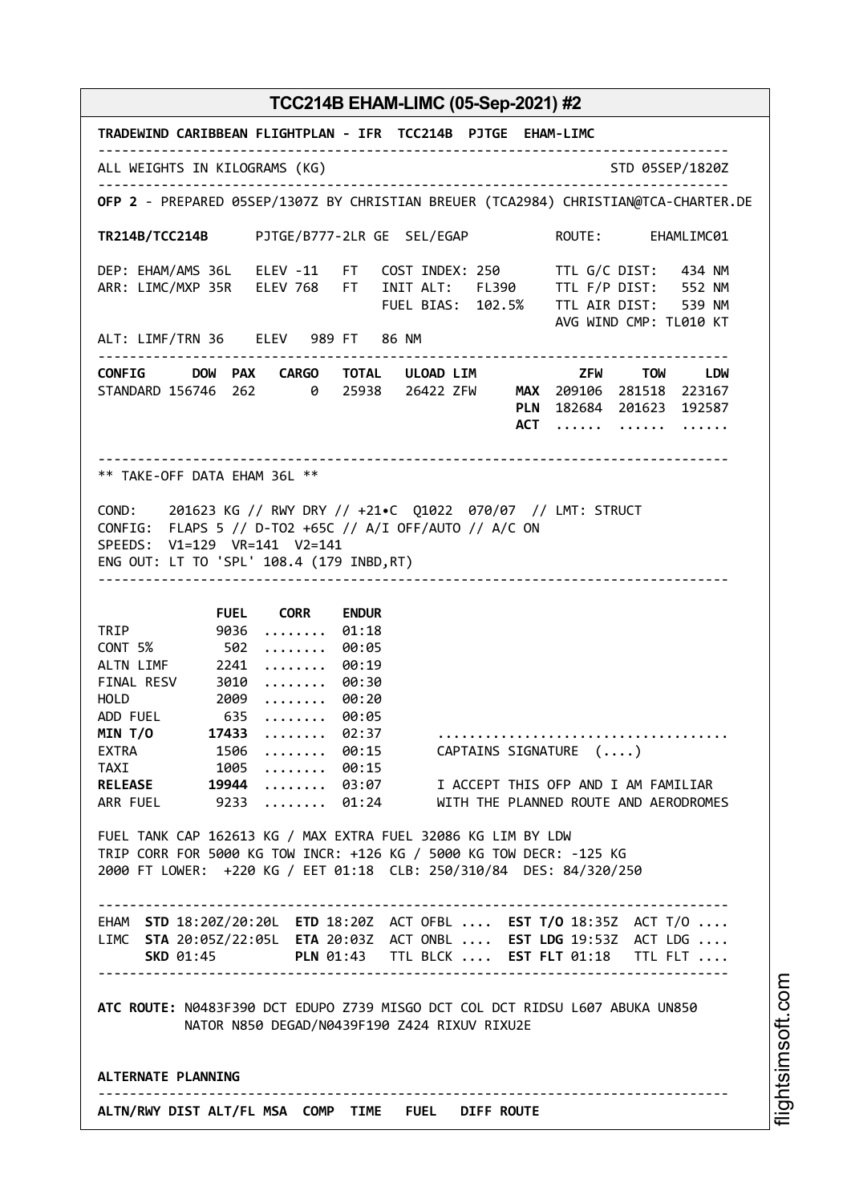## TCC214B EHAM-LIMC (05-Sep-2021) #2

```
TRADEWIND CARIBBEAN FLIGHTPLAN - IFR  TCC214B  PJTGE  EHAM-LIMC
--------------------------------------------------------------------------------
ALL WEIGHTS IN KILOGRAMS (KG)                                   STD 05SEP/1820Z
--------------------------------------------------------------------------------
OFP 2 - PREPARED 05SEP/1307Z BY CHRISTIAN BREUER (TCA2984) CHRISTIAN@TCA-CHARTER.DE

TR214B/TCC214B      PJTGE/B777-2LR GE  SEL/EGAP          ROUTE:      EHAMLIMC01

DEP: EHAM/AMS 36L   ELEV -11   FT   COST INDEX: 250      TTL G/C DIST:   434 NM
ARR: LIMC/MXP 35R   ELEV 768   FT   INIT ALT:   FL390    TTL F/P DIST:   552 NM
                                    FUEL BIAS:  102.5%   TTL AIR DIST:   539 NM
                                                         AVG WIND CMP: TL010 KT
ALT: LIMF/TRN 36    ELEV  989 FT   86 NM
--------------------------------------------------------------------------------
CONFIG      DOW  PAX   CARGO   TOTAL   ULOAD LIM           ZFW     TOW     LDW
STANDARD 156746  262       0   25938   26422 ZFW     MAX  209106  281518  223167
                                                     PLN  182684  201623  192587
                                                     ACT  ......  ......  ......

--------------------------------------------------------------------------------
** TAKE-OFF DATA EHAM 36L **

COND:    201623 KG // RWY DRY // +21•C  Q1022  070/07  // LMT: STRUCT
CONFIG:  FLAPS 5 // D-TO2 +65C // A/I OFF/AUTO // A/C ON
SPEEDS:  V1=129  VR=141  V2=141
ENG OUT: LT TO 'SPL' 108.4 (179 INBD,RT)
--------------------------------------------------------------------------------

               FUEL    CORR    ENDUR
TRIP           9036  ........  01:18
CONT 5%         502  ........  00:05
ALTN LIMF      2241  ........  00:19
FINAL RESV     3010  ........  00:30
HOLD           2009  ........  00:20
ADD FUEL        635  ........  00:05
MIN T/O       17433  ........  02:37      ...................................
EXTRA          1506  ........  00:15      CAPTAINS SIGNATURE  (....)
TAXI           1005  ........  00:15
RELEASE       19944  ........  03:07      I ACCEPT THIS OFP AND I AM FAMILIAR
ARR FUEL       9233  ........  01:24      WITH THE PLANNED ROUTE AND AERODROMES

FUEL TANK CAP 162613 KG / MAX EXTRA FUEL 32086 KG LIM BY LDW
TRIP CORR FOR 5000 KG TOW INCR: +126 KG / 5000 KG TOW DECR: -125 KG
2000 FT LOWER:  +220 KG / EET 01:18  CLB: 250/310/84  DES: 84/320/250

--------------------------------------------------------------------------------
EHAM  STD 18:20Z/20:20L  ETD 18:20Z  ACT OFBL ....  EST T/O 18:35Z  ACT T/O ....
LIMC  STA 20:05Z/22:05L  ETA 20:03Z  ACT ONBL ....  EST LDG 19:53Z  ACT LDG ....
      SKD 01:45          PLN 01:43   TTL BLCK ....  EST FLT 01:18   TTL FLT ....
--------------------------------------------------------------------------------

ATC ROUTE: N0483F390 DCT EDUPO Z739 MISGO DCT COL DCT RIDSU L607 ABUKA UN850
           NATOR N850 DEGAD/N0439F190 Z424 RIXUV RIXU2E


ALTERNATE PLANNING
--------------------------------------------------------------------------------
ALTN/RWY DIST ALT/FL MSA  COMP  TIME   FUEL   DIFF ROUTE
```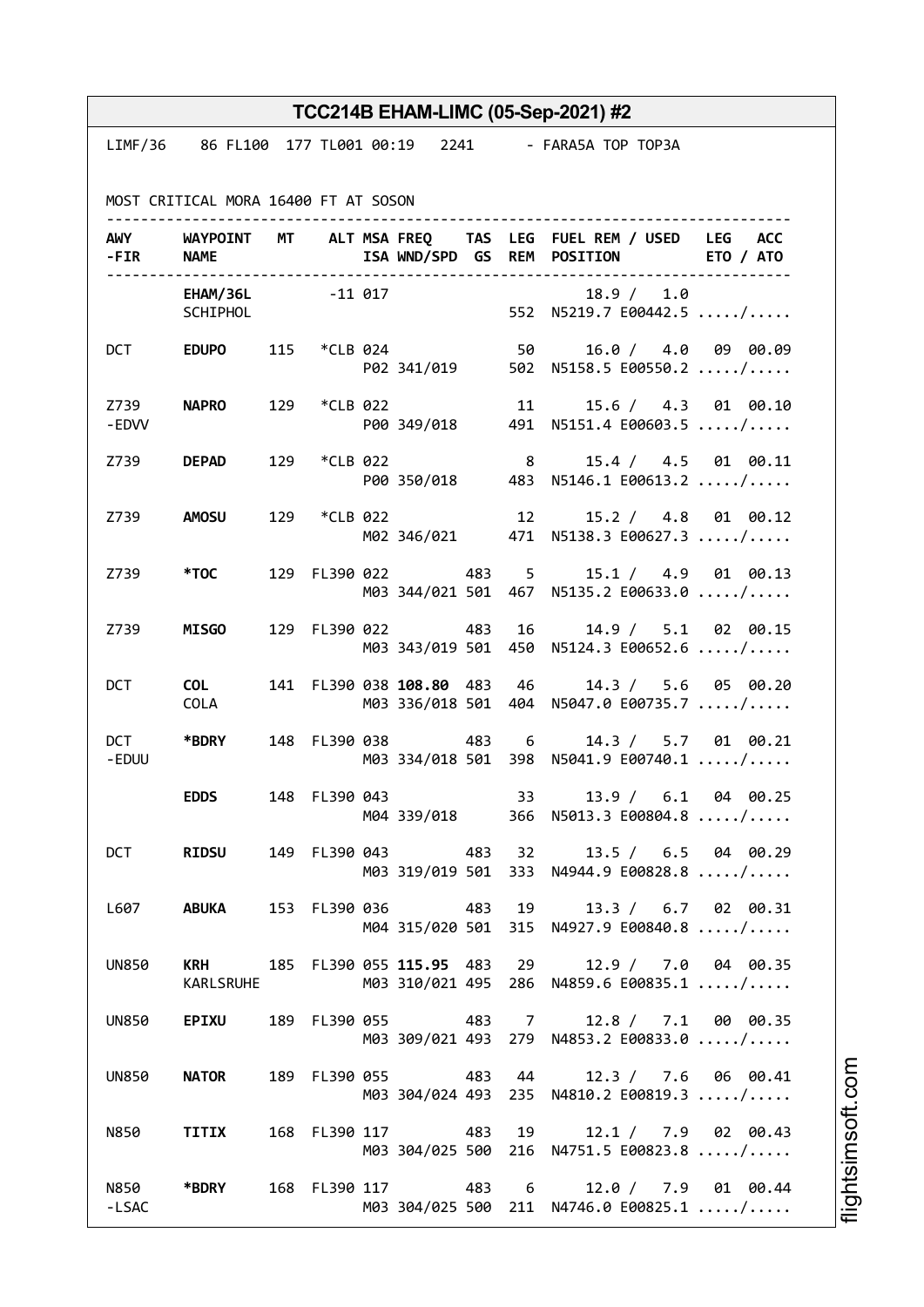# TCC214B EHAM-LIMC (05-Sep-2021) #2

```
LIMF/36    86 FL100  177 TL001 00:19   2241      - FARA5A TOP TOP3A


MOST CRITICAL MORA 16400 FT AT SOSON
-----------------------------------------------------------------------------
AWY      WAYPOINT  MT    ALT MSA FREQ    TAS  LEG  FUEL REM / USED   LEG  ACC
-FIR     NAME                ISA WND/SPD  GS  REM  POSITION          ETO / ATO
-----------------------------------------------------------------------------
         EHAM/36L       -11 017                       18.9 /  1.0
         SCHIPHOL                                 552  N5219.7 E00442.5 ...../.....

DCT      EDUPO     115  *CLB 024               50     16.0 /  4.0   09  00.09
                             P02 341/019      502  N5158.5 E00550.2 ...../.....

Z739     NAPRO     129  *CLB 022               11     15.6 /  4.3   01  00.10
-EDVV                        P00 349/018      491  N5151.4 E00603.5 ...../.....

Z739     DEPAD     129  *CLB 022                8     15.4 /  4.5   01  00.11
                             P00 350/018      483  N5146.1 E00613.2 ...../.....

Z739     AMOSU     129  *CLB 022               12     15.2 /  4.8   01  00.12
                             M02 346/021      471  N5138.3 E00627.3 ...../.....

Z739     *TOC      129 FL390 022         483    5     15.1 /  4.9   01  00.13
                             M03 344/021 501  467  N5135.2 E00633.0 ...../.....

Z739     MISGO     129 FL390 022         483   16     14.9 /  5.1   02  00.15
                             M03 343/019 501  450  N5124.3 E00652.6 ...../.....

DCT      COL       141 FL390 038 108.80  483   46     14.3 /  5.6   05  00.20
         COLA                M03 336/018 501  404  N5047.0 E00735.7 ...../.....

DCT      *BDRY     148 FL390 038         483    6     14.3 /  5.7   01  00.21
-EDUU                        M03 334/018 501  398  N5041.9 E00740.1 ...../.....

         EDDS      148 FL390 043               33     13.9 /  6.1   04  00.25
                             M04 339/018      366  N5013.3 E00804.8 ...../.....

DCT      RIDSU     149 FL390 043         483   32     13.5 /  6.5   04  00.29
                             M03 319/019 501  333  N4944.9 E00828.8 ...../.....

L607     ABUKA     153 FL390 036         483   19     13.3 /  6.7   02  00.31
                             M04 315/020 501  315  N4927.9 E00840.8 ...../.....

UN850    KRH       185 FL390 055 115.95  483   29     12.9 /  7.0   04  00.35
         KARLSRUHE           M03 310/021 495  286  N4859.6 E00835.1 ...../.....

UN850    EPIXU     189 FL390 055         483    7     12.8 /  7.1   00  00.35
                             M03 309/021 493  279  N4853.2 E00833.0 ...../.....

UN850    NATOR     189 FL390 055         483   44     12.3 /  7.6   06  00.41
                             M03 304/024 493  235  N4810.2 E00819.3 ...../.....

N850     TITIX     168 FL390 117         483   19     12.1 /  7.9   02  00.43
                             M03 304/025 500  216  N4751.5 E00823.8 ...../.....

N850     *BDRY     168 FL390 117         483    6     12.0 /  7.9   01  00.44
-LSAC                        M03 304/025 500  211  N4746.0 E00825.1 ...../.....
```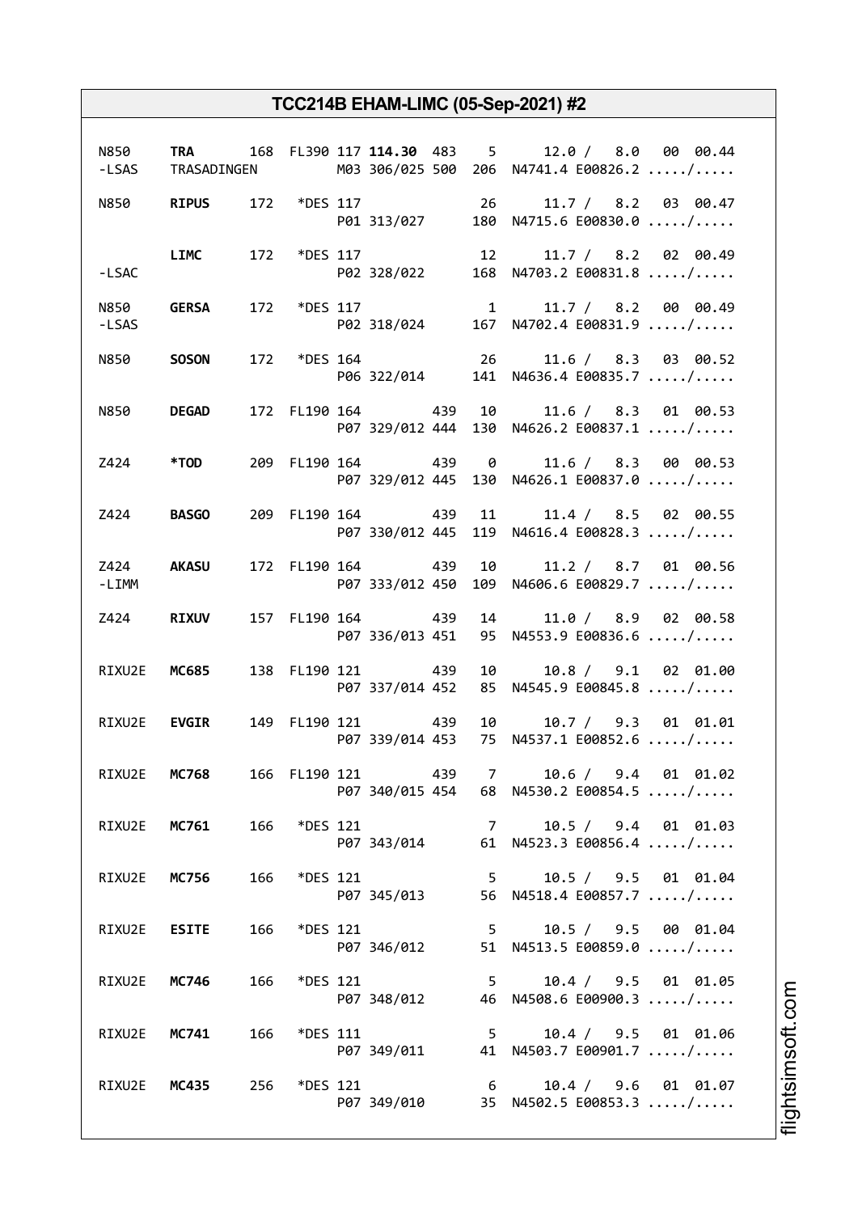# TCC214B EHAM-LIMC (05-Sep-2021) #2

```
N850    TRA      168  FL390 117 114.30  483   5      12.0 /  8.0  00  00.44
-LSAS   TRASADINGEN         M03 306/025 500  206  N4741.4 E00826.2 ...../.....

N850    RIPUS    172   *DES 117              26      11.7 /  8.2  03  00.47
                            P01 313/027      180  N4715.6 E00830.0 ...../.....

        LIMC     172   *DES 117              12      11.7 /  8.2  02  00.49
-LSAC                       P02 328/022      168  N4703.2 E00831.8 ...../.....

N850    GERSA    172   *DES 117               1      11.7 /  8.2  00  00.49
-LSAS                       P02 318/024      167  N4702.4 E00831.9 ...../.....

N850    SOSON    172   *DES 164              26      11.6 /  8.3  03  00.52
                            P06 322/014      141  N4636.4 E00835.7 ...../.....

N850    DEGAD    172  FL190 164         439  10      11.6 /  8.3  01  00.53
                            P07 329/012 444  130  N4626.2 E00837.1 ...../.....

Z424    *TOD     209  FL190 164         439   0      11.6 /  8.3  00  00.53
                            P07 329/012 445  130  N4626.1 E00837.0 ...../.....

Z424    BASGO    209  FL190 164         439  11      11.4 /  8.5  02  00.55
                            P07 330/012 445  119  N4616.4 E00828.3 ...../.....

Z424    AKASU    172  FL190 164         439  10      11.2 /  8.7  01  00.56
-LIMM                       P07 333/012 450  109  N4606.6 E00829.7 ...../.....

Z424    RIXUV    157  FL190 164         439  14      11.0 /  8.9  02  00.58
                            P07 336/013 451   95  N4553.9 E00836.6 ...../.....

RIXU2E  MC685    138  FL190 121         439  10      10.8 /  9.1  02  01.00
                            P07 337/014 452   85  N4545.9 E00845.8 ...../.....

RIXU2E  EVGIR    149  FL190 121         439  10      10.7 /  9.3  01  01.01
                            P07 339/014 453   75  N4537.1 E00852.6 ...../.....

RIXU2E  MC768    166  FL190 121         439   7      10.6 /  9.4  01  01.02
                            P07 340/015 454   68  N4530.2 E00854.5 ...../.....

RIXU2E  MC761    166   *DES 121               7      10.5 /  9.4  01  01.03
                            P07 343/014       61  N4523.3 E00856.4 ...../.....

RIXU2E  MC756    166   *DES 121               5      10.5 /  9.5  01  01.04
                            P07 345/013       56  N4518.4 E00857.7 ...../.....

RIXU2E  ESITE    166   *DES 121               5      10.5 /  9.5  00  01.04
                            P07 346/012       51  N4513.5 E00859.0 ...../.....

RIXU2E  MC746    166   *DES 121               5      10.4 /  9.5  01  01.05
                            P07 348/012       46  N4508.6 E00900.3 ...../.....

RIXU2E  MC741    166   *DES 111               5      10.4 /  9.5  01  01.06
                            P07 349/011       41  N4503.7 E00901.7 ...../.....

RIXU2E  MC435    256   *DES 121               6      10.4 /  9.6  01  01.07
                            P07 349/010       35  N4502.5 E00853.3 ...../.....
```

flightsimsoft.com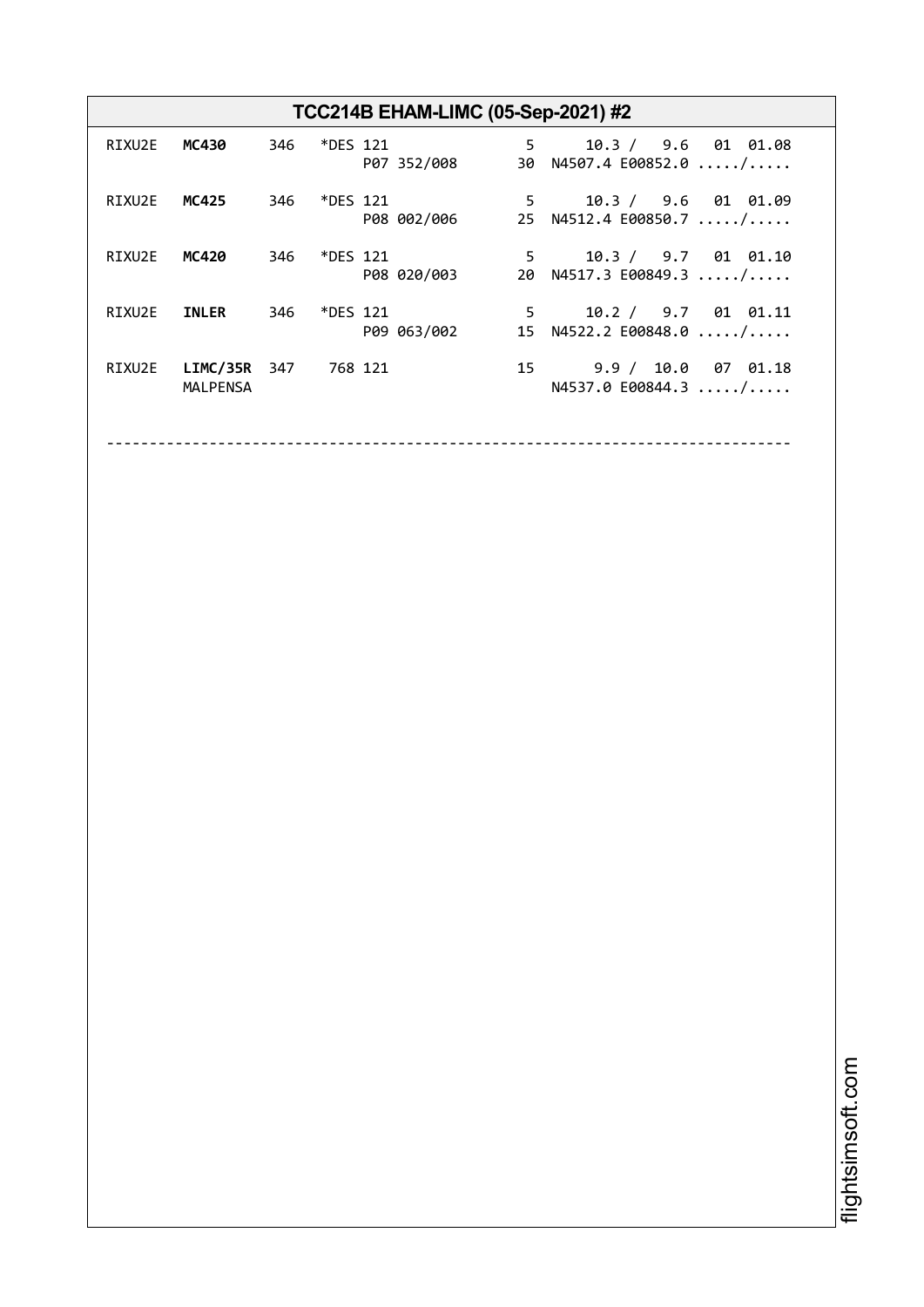## TCC214B EHAM-LIMC (05-Sep-2021) #2

```
RIXU2E  MC430     346   *DES 121                5      10.3 /  9.6  01 01.08
                             P07 352/008       30  N4507.4 E00852.0 ...../.....

RIXU2E  MC425     346   *DES 121                5      10.3 /  9.6  01 01.09
                             P08 002/006       25  N4512.4 E00850.7 ...../.....

RIXU2E  MC420     346   *DES 121                5      10.3 /  9.7  01 01.10
                             P08 020/003       20  N4517.3 E00849.3 ...../.....

RIXU2E  INLER     346   *DES 121                5      10.2 /  9.7  01 01.11
                             P09 063/002       15  N4522.2 E00848.0 ...../.....

RIXU2E  LIMC/35R  347    768 121               15       9.9 / 10.0  07 01.18
        MALPENSA                                   N4537.0 E00844.3 ...../.....

--------------------------------------------------------------------------------
```

flightsimsoft.com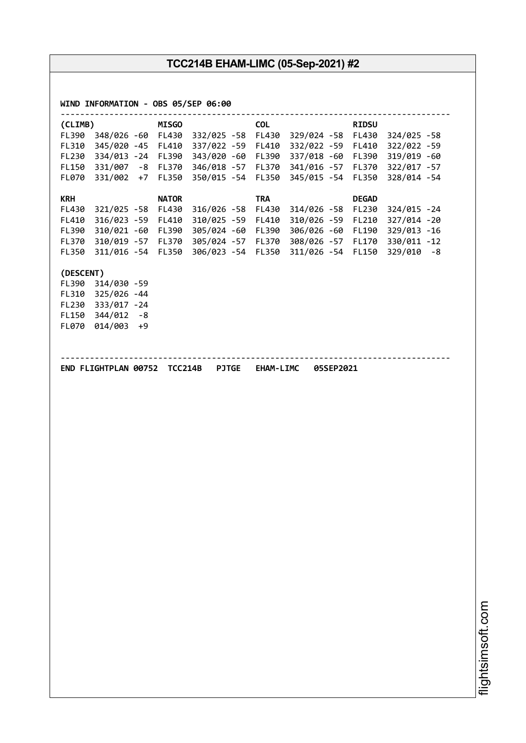## TCC214B EHAM-LIMC (05-Sep-2021) #2

```
WIND INFORMATION - OBS 05/SEP 06:00
--------------------------------------------------------------------------------
(CLIMB)              MISGO                COL                  RIDSU
FL390  348/026 -60  FL430  332/025 -58  FL430  329/024 -58  FL430  324/025 -58
FL310  345/020 -45  FL410  337/022 -59  FL410  332/022 -59  FL410  322/022 -59
FL230  334/013 -24  FL390  343/020 -60  FL390  337/018 -60  FL390  319/019 -60
FL150  331/007  -8  FL370  346/018 -57  FL370  341/016 -57  FL370  322/017 -57
FL070  331/002  +7  FL350  350/015 -54  FL350  345/015 -54  FL350  328/014 -54

KRH                  NATOR                TRA                  DEGAD
FL430  321/025 -58  FL430  316/026 -58  FL430  314/026 -58  FL230  324/015 -24
FL410  316/023 -59  FL410  310/025 -59  FL410  310/026 -59  FL210  327/014 -20
FL390  310/021 -60  FL390  305/024 -60  FL390  306/026 -60  FL190  329/013 -16
FL370  310/019 -57  FL370  305/024 -57  FL370  308/026 -57  FL170  330/011 -12
FL350  311/016 -54  FL350  306/023 -54  FL350  311/026 -54  FL150  329/010  -8

(DESCENT)
FL390  314/030 -59
FL310  325/026 -44
FL230  333/017 -24
FL150  344/012  -8
FL070  014/003  +9


--------------------------------------------------------------------------------
END FLIGHTPLAN 00752  TCC214B   PJTGE   EHAM-LIMC   05SEP2021
```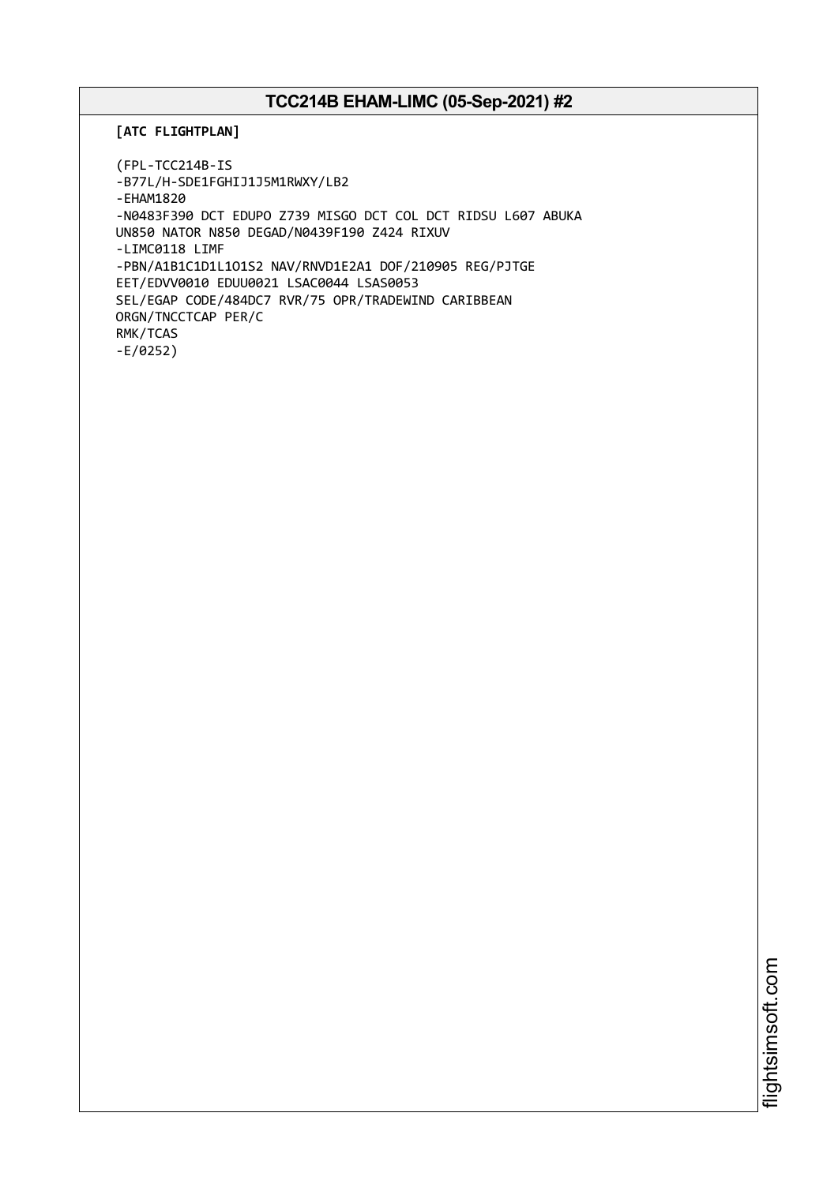## TCC214B EHAM-LIMC (05-Sep-2021) #2

**[ATC FLIGHTPLAN]**

```
(FPL-TCC214B-IS
-B77L/H-SDE1FGHIJ1J5M1RWXY/LB2
-EHAM1820
-N0483F390 DCT EDUPO Z739 MISGO DCT COL DCT RIDSU L607 ABUKA
UN850 NATOR N850 DEGAD/N0439F190 Z424 RIXUV
-LIMC0118 LIMF
-PBN/A1B1C1D1L1O1S2 NAV/RNVD1E2A1 DOF/210905 REG/PJTGE
EET/EDVV0010 EDUU0021 LSAC0044 LSAS0053
SEL/EGAP CODE/484DC7 RVR/75 OPR/TRADEWIND CARIBBEAN
ORGN/TNCCTCAP PER/C
RMK/TCAS
-E/0252)
```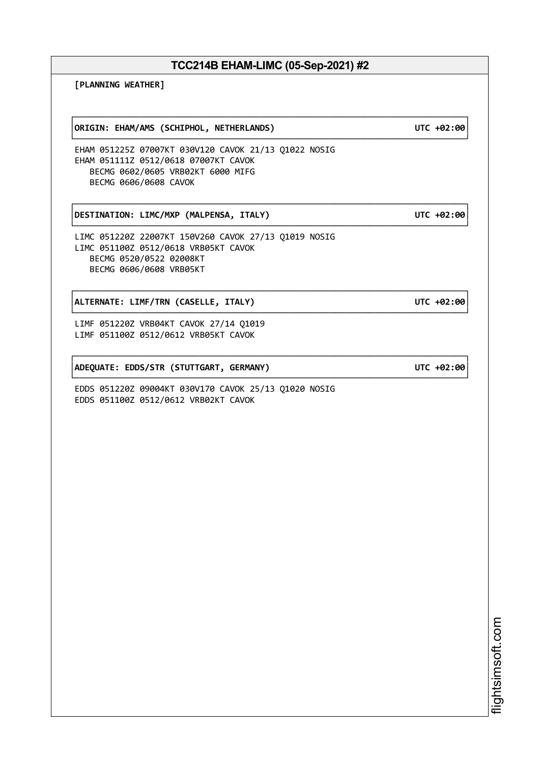## TCC214B EHAM-LIMC (05-Sep-2021) #2

**[PLANNING WEATHER]**

**ORIGIN: EHAM/AMS (SCHIPHOL, NETHERLANDS)** **UTC +02:00**

```
EHAM 051225Z 07007KT 030V120 CAVOK 21/13 Q1022 NOSIG
EHAM 051111Z 0512/0618 07007KT CAVOK
   BECMG 0602/0605 VRB02KT 6000 MIFG
   BECMG 0606/0608 CAVOK
```

**DESTINATION: LIMC/MXP (MALPENSA, ITALY)** **UTC +02:00**

```
LIMC 051220Z 22007KT 150V260 CAVOK 27/13 Q1019 NOSIG
LIMC 051100Z 0512/0618 VRB05KT CAVOK
   BECMG 0520/0522 02008KT
   BECMG 0606/0608 VRB05KT
```

**ALTERNATE: LIMF/TRN (CASELLE, ITALY)** **UTC +02:00**

```
LIMF 051220Z VRB04KT CAVOK 27/14 Q1019
LIMF 051100Z 0512/0612 VRB05KT CAVOK
```

**ADEQUATE: EDDS/STR (STUTTGART, GERMANY)** **UTC +02:00**

```
EDDS 051220Z 09004KT 030V170 CAVOK 25/13 Q1020 NOSIG
EDDS 051100Z 0512/0612 VRB02KT CAVOK
```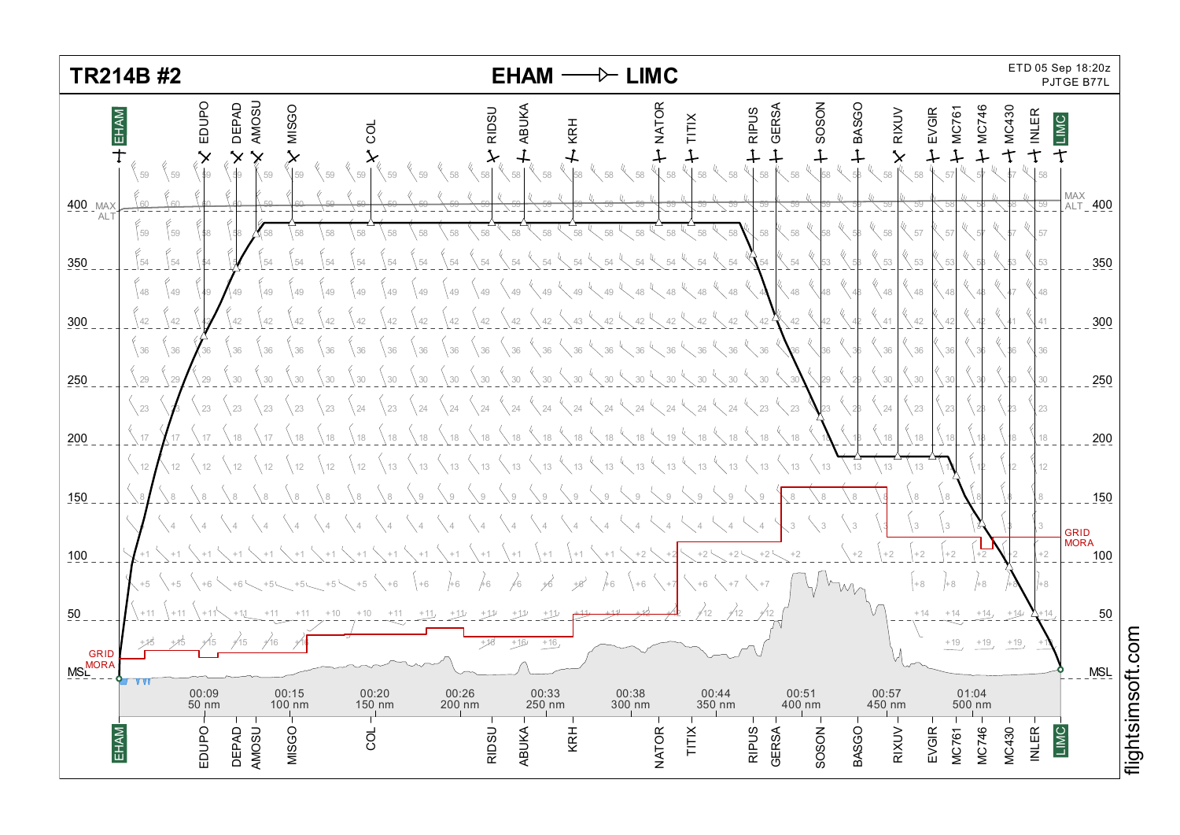# TR214B #2

**EHAM → LIMC**

ETD 05 Sep 18:20z
PJTGE B77L

Waypoints: EHAM, EDUPO, DEPAD, AMOSU, MISGO, COL, RIDSU, ABUKA, KRH, NATOR, TITIX, RIPUS, GERSA, SOSON, BASGO, RIXUV, EVGIR, MC761, MC746, MC430, INLER, LIMC

| Time | Distance |
|---|---|
| 00:09 | 50 nm |
| 00:15 | 100 nm |
| 00:20 | 150 nm |
| 00:26 | 200 nm |
| 00:33 | 250 nm |
| 00:38 | 300 nm |
| 00:44 | 350 nm |
| 00:51 | 400 nm |
| 00:57 | 450 nm |
| 01:04 | 500 nm |

Altitude scale: MSL, 50, 100, 150, 200, 250, 300, 350, 400

MAX ALT

GRID MORA

flightsimsoft.com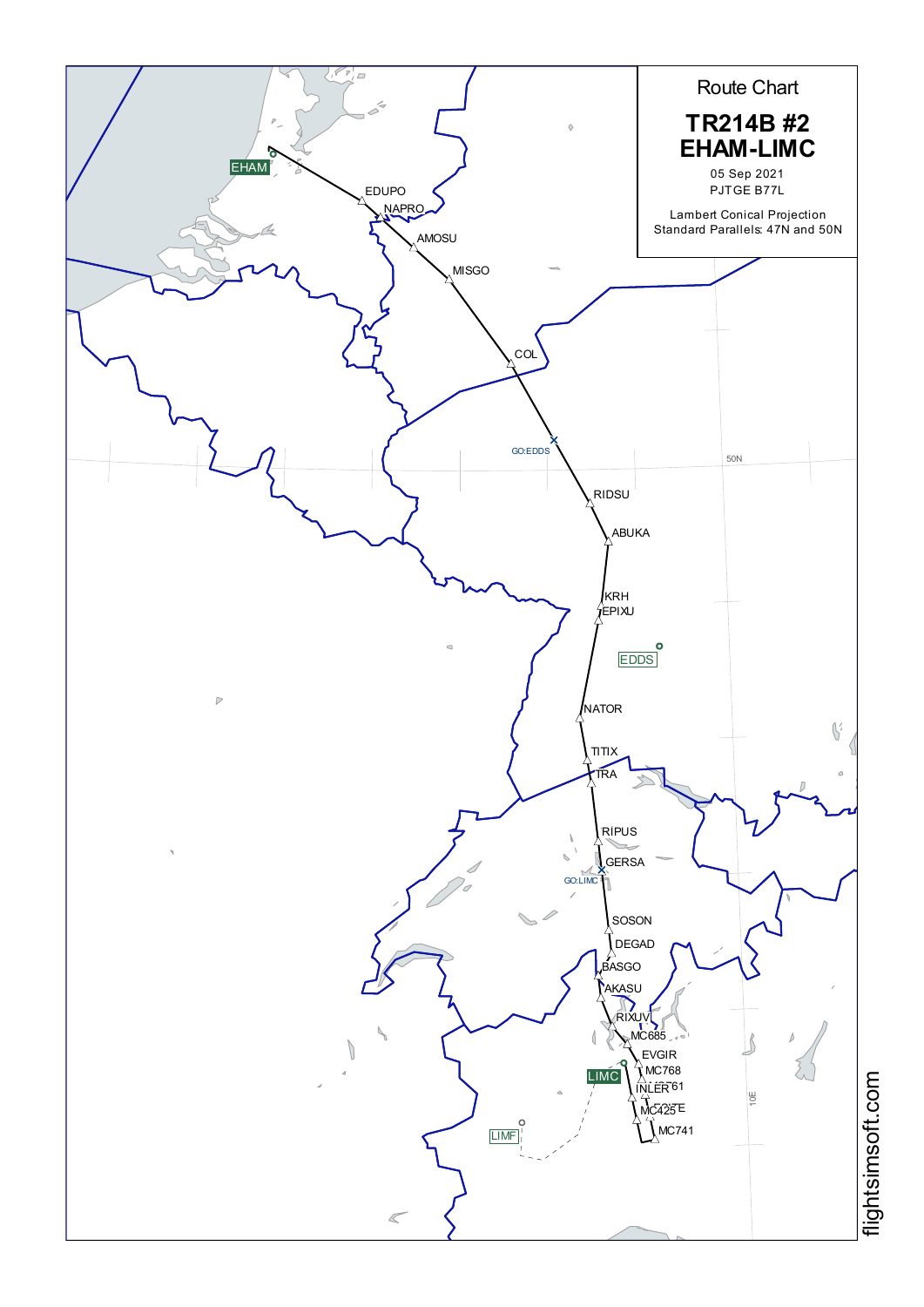# Route Chart

## TR214B #2
## EHAM-LIMC

05 Sep 2021
PJTGE B77L

Lambert Conical Projection
Standard Parallels: 47N and 50N

EHAM
EDUPO
NAPRO
AMOSU
MISGO
COL
GO:EDDS
50N
RIDSU
ABUKA
KRH
EPIXU
EDDS
NATOR
TITIX
TRA
RIPUS
GERSA
GO:LIMC
SOSON
DEGAD
BASGO
AKASU
RIXUV
MC685
EVGIR
MC768
LIMC
INLER
MC425
MC741
LIMF
10E

flightsimsoft.com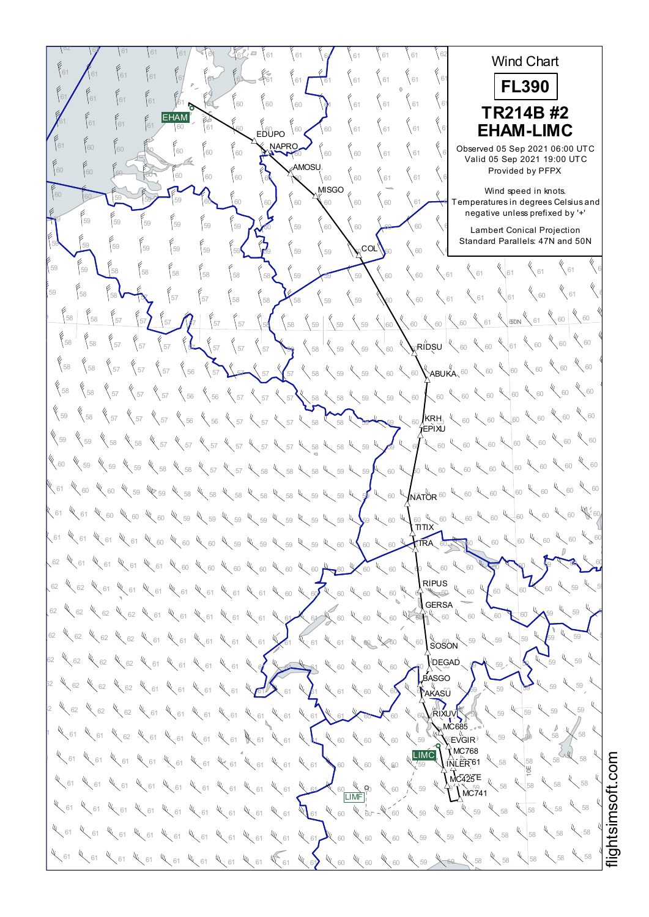# Wind Chart

**FL390**

**TR214B #2**
**EHAM-LIMC**

Observed 05 Sep 2021 06:00 UTC
Valid 05 Sep 2021 19:00 UTC
Provided by PFPX

Wind speed in knots.
Temperatures in degrees Celsius and negative unless prefixed by '+'

Lambert Conical Projection
Standard Parallels: 47N and 50N

EHAM, EDUPO, NAPRO, AMOSU, MISGO, COL, RIDSU, ABUKA, KRH, EPIXU, NATOR, TITIX, TRA, RIPUS, GERSA, SOSON, DEGAD, BASGO, AKASU, RIXUV, MC685, EVGIR, MC768, LIMC, INLER, MC425, COZTE, MC741, LIMF

flightsimsoft.com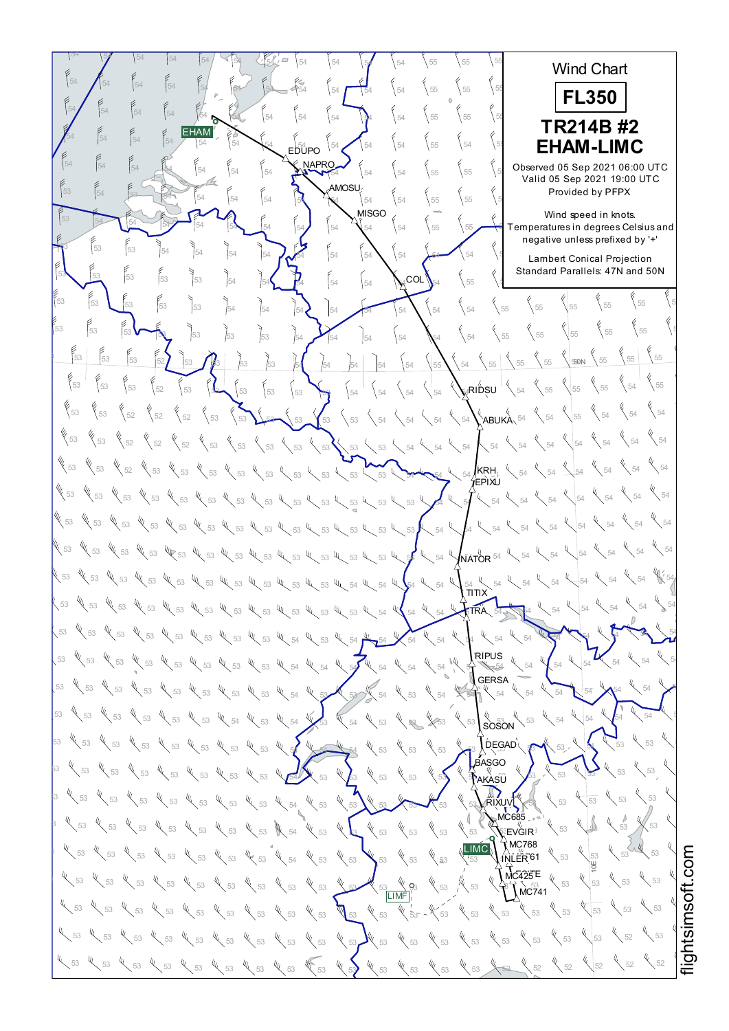# Wind Chart

## FL350

## TR214B #2
## EHAM-LIMC

Observed 05 Sep 2021 06:00 UTC
Valid 05 Sep 2021 19:00 UTC
Provided by PFPX

Wind speed in knots.
Temperatures in degrees Celsius and negative unless prefixed by '+'

Lambert Conical Projection
Standard Parallels: 47N and 50N

EHAM EDUPO NAPRO AMOSU MISGO COL RIDSU ABUKA KRH EPIXU NATOR TITIX TRA RIPUS GERSA SOSON DEGAD BASGO AKASU RIXUV MC685 EVGIR MC768 LIMC INLER MC425 MC741 LIMF

50N 10E

flightsimsoft.com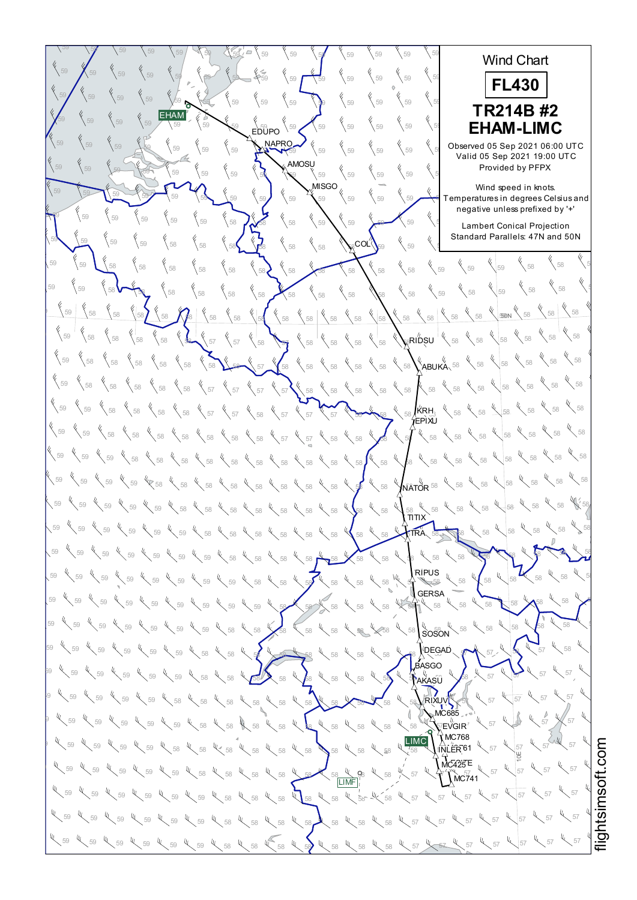# Wind Chart

## FL430

## TR214B #2
## EHAM-LIMC

Observed 05 Sep 2021 06:00 UTC
Valid 05 Sep 2021 19:00 UTC
Provided by PFPX

Wind speed in knots.
Temperatures in degrees Celsius and negative unless prefixed by '+'

Lambert Conical Projection
Standard Parallels: 47N and 50N

EHAM, EDUPO, NAPRO, AMOSU, MISGO, COL, RIDSU, ABUKA, KRH, EPIXU, NATOR, TITIX, TRA, RIPUS, GERSA, SOSON, DEGAD, BASGO, AKASU, RIXUV, MC685, EVGIR, MC768, INLER, MC761, MC425, COTE, MC741, LIMC, LIMF

flightsimsoft.com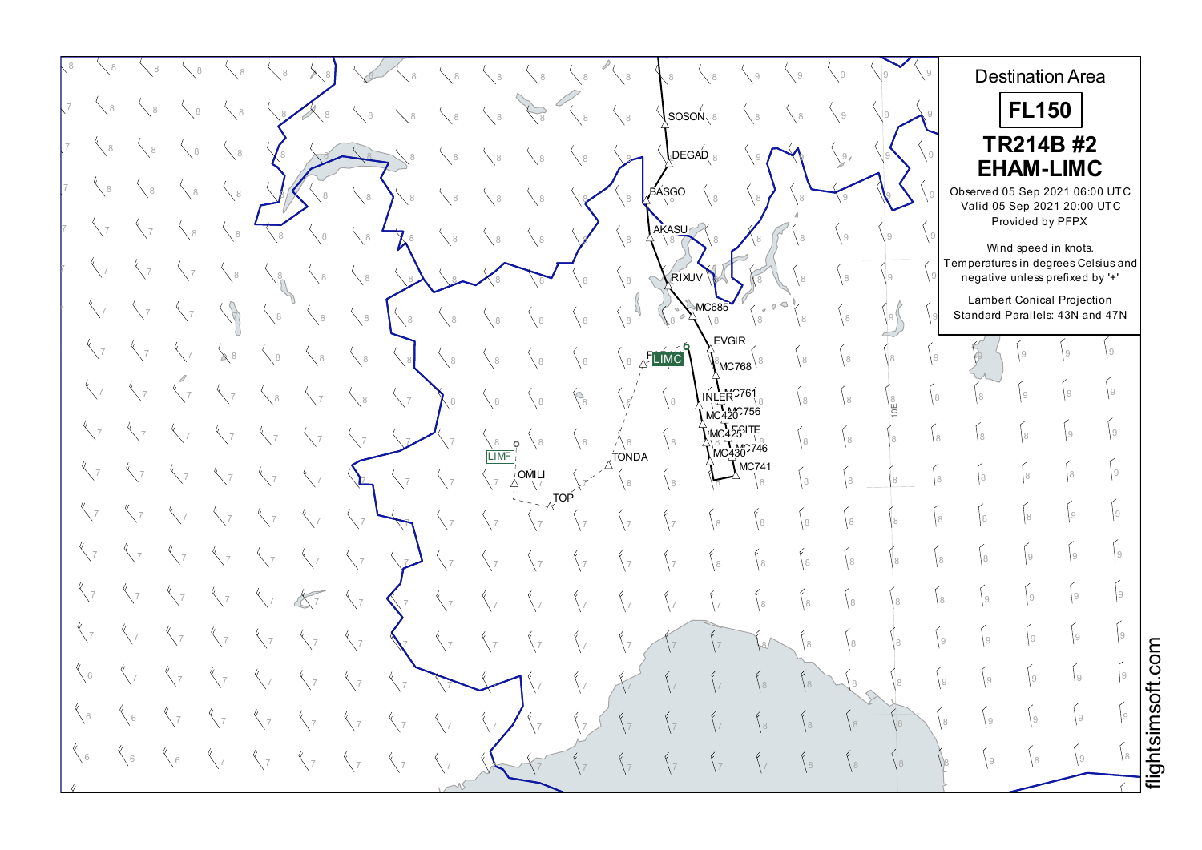Destination Area

**FL150**

**TR214B #2**
**EHAM-LIMC**

Observed 05 Sep 2021 06:00 UTC
Valid 05 Sep 2021 20:00 UTC
Provided by PFPX

Wind speed in knots.
Temperatures in degrees Celsius and negative unless prefixed by '+'

Lambert Conical Projection
Standard Parallels: 43N and 47N

SOSON
DEGAD
BASGO
AKASU
RIXUV
MC685
EVGIR
MC768
LIMC
INLER
MC761
MC756
MC420
ESITE
MC425
MC746
MC430
MC741
LIMF
OMILI
TONDA
TOP
10E

flightsimsoft.com